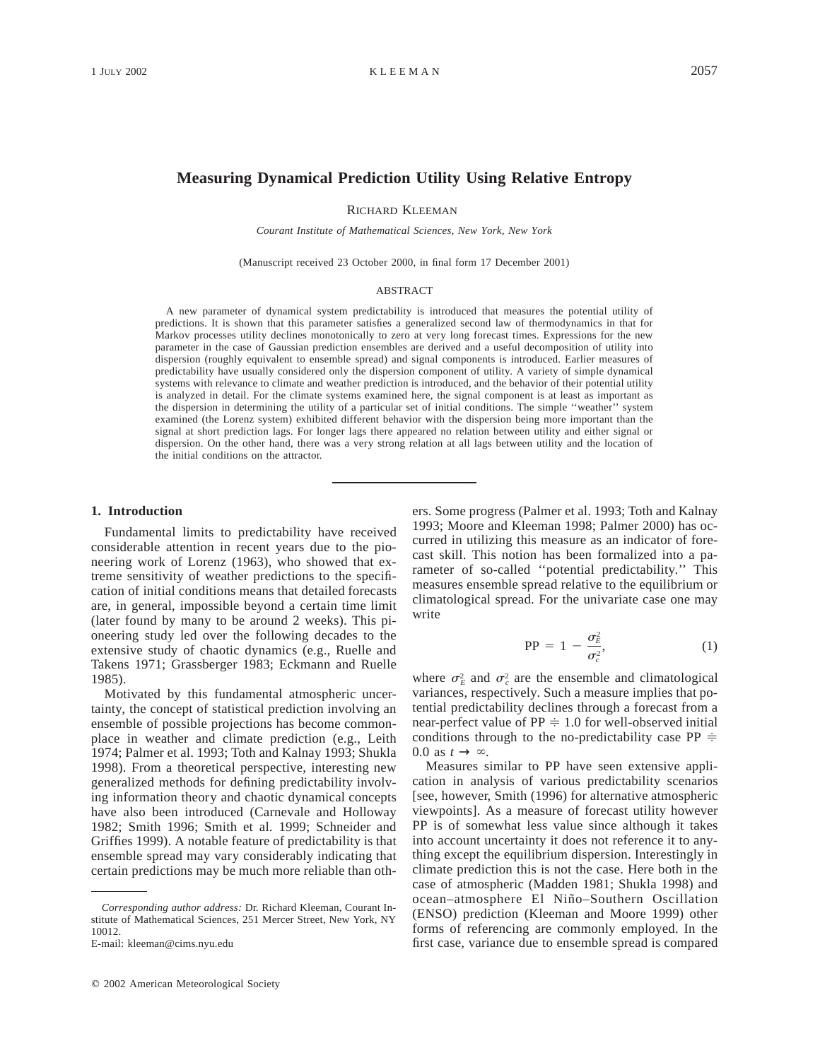# Measuring Dynamical Prediction Utility Using Relative Entropy

RICHARD KLEEMAN

*Courant Institute of Mathematical Sciences, New York, New York*

(Manuscript received 23 October 2000, in final form 17 December 2001)

## ABSTRACT

A new parameter of dynamical system predictability is introduced that measures the potential utility of predictions. It is shown that this parameter satisfies a generalized second law of thermodynamics in that for Markov processes utility declines monotonically to zero at very long forecast times. Expressions for the new parameter in the case of Gaussian prediction ensembles are derived and a useful decomposition of utility into dispersion (roughly equivalent to ensemble spread) and signal components is introduced. Earlier measures of predictability have usually considered only the dispersion component of utility. A variety of simple dynamical systems with relevance to climate and weather prediction is introduced, and the behavior of their potential utility is analyzed in detail. For the climate systems examined here, the signal component is at least as important as the dispersion in determining the utility of a particular set of initial conditions. The simple ''weather'' system examined (the Lorenz system) exhibited different behavior with the dispersion being more important than the signal at short prediction lags. For longer lags there appeared no relation between utility and either signal or dispersion. On the other hand, there was a very strong relation at all lags between utility and the location of the initial conditions on the attractor.

## 1. Introduction

Fundamental limits to predictability have received considerable attention in recent years due to the pioneering work of Lorenz (1963), who showed that extreme sensitivity of weather predictions to the specification of initial conditions means that detailed forecasts are, in general, impossible beyond a certain time limit (later found by many to be around 2 weeks). This pioneering study led over the following decades to the extensive study of chaotic dynamics (e.g., Ruelle and Takens 1971; Grassberger 1983; Eckmann and Ruelle 1985).

Motivated by this fundamental atmospheric uncertainty, the concept of statistical prediction involving an ensemble of possible projections has become commonplace in weather and climate prediction (e.g., Leith 1974; Palmer et al. 1993; Toth and Kalnay 1993; Shukla 1998). From a theoretical perspective, interesting new generalized methods for defining predictability involving information theory and chaotic dynamical concepts have also been introduced (Carnevale and Holloway 1982; Smith 1996; Smith et al. 1999; Schneider and Griffies 1999). A notable feature of predictability is that ensemble spread may vary considerably indicating that certain predictions may be much more reliable than others. Some progress (Palmer et al. 1993; Toth and Kalnay 1993; Moore and Kleeman 1998; Palmer 2000) has occurred in utilizing this measure as an indicator of forecast skill. This notion has been formalized into a parameter of so-called ''potential predictability.'' This measures ensemble spread relative to the equilibrium or climatological spread. For the univariate case one may write

$$\mathrm{PP} = 1 - \frac{\sigma_E^2}{\sigma_c^2}, \tag{1}$$

where $\sigma_E^2$ and $\sigma_c^2$ are the ensemble and climatological variances, respectively. Such a measure implies that potential predictability declines through a forecast from a near-perfect value of $\mathrm{PP} \doteq 1.0$ for well-observed initial conditions through to the no-predictability case $\mathrm{PP} \doteq 0.0$ as $t \to \infty$.

Measures similar to PP have seen extensive application in analysis of various predictability scenarios [see, however, Smith (1996) for alternative atmospheric viewpoints]. As a measure of forecast utility however PP is of somewhat less value since although it takes into account uncertainty it does not reference it to anything except the equilibrium dispersion. Interestingly in climate prediction this is not the case. Here both in the case of atmospheric (Madden 1981; Shukla 1998) and ocean–atmosphere El Niño–Southern Oscillation (ENSO) prediction (Kleeman and Moore 1999) other forms of referencing are commonly employed. In the first case, variance due to ensemble spread is compared

---

*Corresponding author address:* Dr. Richard Kleeman, Courant Institute of Mathematical Sciences, 251 Mercer Street, New York, NY 10012.
E-mail: kleeman@cims.nyu.edu

© 2002 American Meteorological Society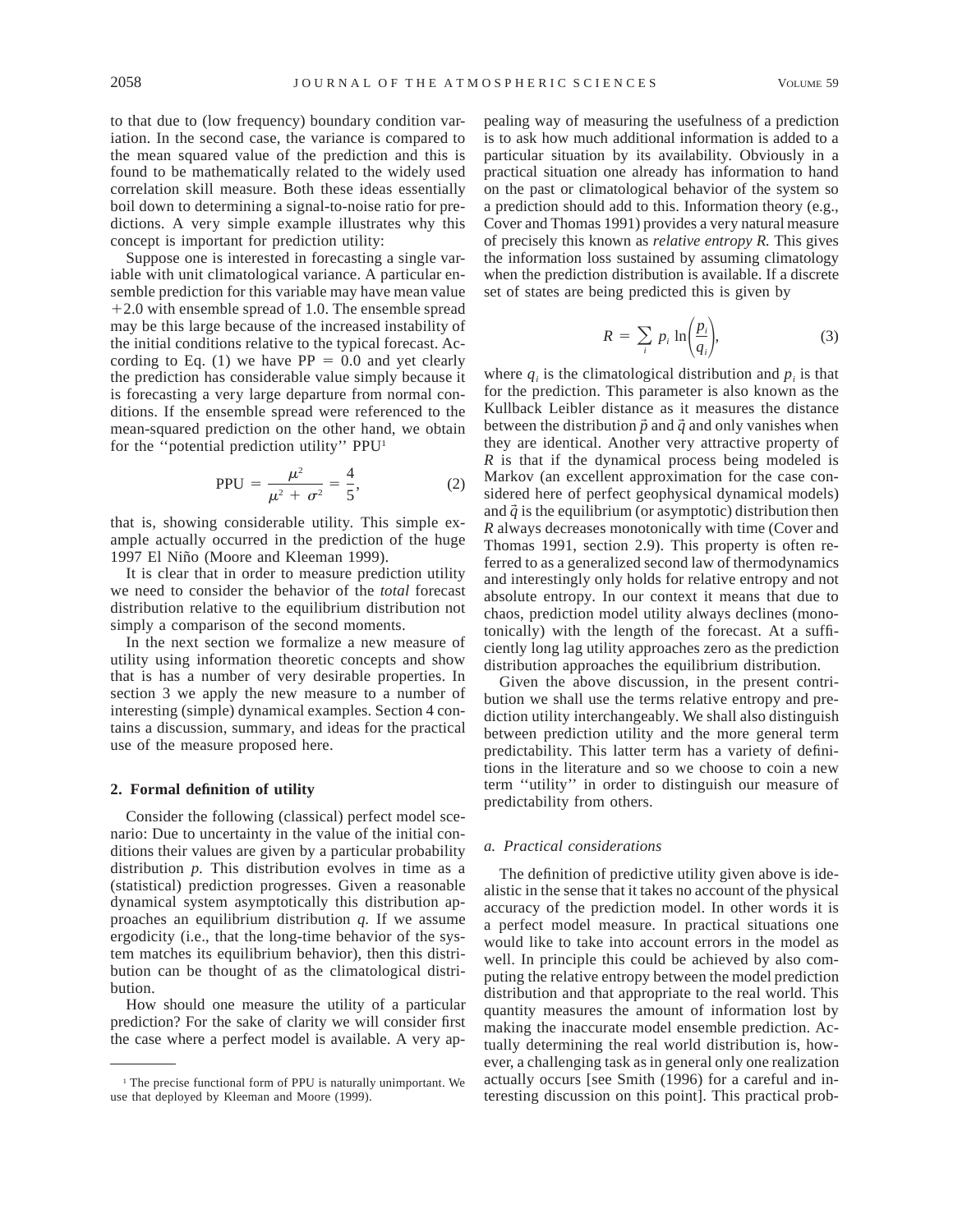to that due to (low frequency) boundary condition variation. In the second case, the variance is compared to the mean squared value of the prediction and this is found to be mathematically related to the widely used correlation skill measure. Both these ideas essentially boil down to determining a signal-to-noise ratio for predictions. A very simple example illustrates why this concept is important for prediction utility:

Suppose one is interested in forecasting a single variable with unit climatological variance. A particular ensemble prediction for this variable may have mean value +2.0 with ensemble spread of 1.0. The ensemble spread may be this large because of the increased instability of the initial conditions relative to the typical forecast. According to Eq. (1) we have PP = 0.0 and yet clearly the prediction has considerable value simply because it is forecasting a very large departure from normal conditions. If the ensemble spread were referenced to the mean-squared prediction on the other hand, we obtain for the ''potential prediction utility'' PPU[1]

$$\text{PPU} = \frac{\mu^2}{\mu^2 + \sigma^2} = \frac{4}{5}, \tag{2}$$

that is, showing considerable utility. This simple example actually occurred in the prediction of the huge 1997 El Niño (Moore and Kleeman 1999).

It is clear that in order to measure prediction utility we need to consider the behavior of the *total* forecast distribution relative to the equilibrium distribution not simply a comparison of the second moments.

In the next section we formalize a new measure of utility using information theoretic concepts and show that is has a number of very desirable properties. In section 3 we apply the new measure to a number of interesting (simple) dynamical examples. Section 4 contains a discussion, summary, and ideas for the practical use of the measure proposed here.

## 2. Formal definition of utility

Consider the following (classical) perfect model scenario: Due to uncertainty in the value of the initial conditions their values are given by a particular probability distribution *p.* This distribution evolves in time as a (statistical) prediction progresses. Given a reasonable dynamical system asymptotically this distribution approaches an equilibrium distribution *q.* If we assume ergodicity (i.e., that the long-time behavior of the system matches its equilibrium behavior), then this distribution can be thought of as the climatological distribution.

How should one measure the utility of a particular prediction? For the sake of clarity we will consider first the case where a perfect model is available. A very appealing way of measuring the usefulness of a prediction is to ask how much additional information is added to a particular situation by its availability. Obviously in a practical situation one already has information to hand on the past or climatological behavior of the system so a prediction should add to this. Information theory (e.g., Cover and Thomas 1991) provides a very natural measure of precisely this known as *relative entropy R.* This gives the information loss sustained by assuming climatology when the prediction distribution is available. If a discrete set of states are being predicted this is given by

$$R = \sum_i p_i \ln\left(\frac{p_i}{q_i}\right), \tag{3}$$

where $q_i$ is the climatological distribution and $p_i$ is that for the prediction. This parameter is also known as the Kullback Leibler distance as it measures the distance between the distribution $\vec{p}$ and $\vec{q}$ and only vanishes when they are identical. Another very attractive property of $R$ is that if the dynamical process being modeled is Markov (an excellent approximation for the case considered here of perfect geophysical dynamical models) and $\vec{q}$ is the equilibrium (or asymptotic) distribution then $R$ always decreases monotonically with time (Cover and Thomas 1991, section 2.9). This property is often referred to as a generalized second law of thermodynamics and interestingly only holds for relative entropy and not absolute entropy. In our context it means that due to chaos, prediction model utility always declines (monotonically) with the length of the forecast. At a sufficiently long lag utility approaches zero as the prediction distribution approaches the equilibrium distribution.

Given the above discussion, in the present contribution we shall use the terms relative entropy and prediction utility interchangeably. We shall also distinguish between prediction utility and the more general term predictability. This latter term has a variety of definitions in the literature and so we choose to coin a new term ''utility'' in order to distinguish our measure of predictability from others.

### *a. Practical considerations*

The definition of predictive utility given above is idealistic in the sense that it takes no account of the physical accuracy of the prediction model. In other words it is a perfect model measure. In practical situations one would like to take into account errors in the model as well. In principle this could be achieved by also computing the relative entropy between the model prediction distribution and that appropriate to the real world. This quantity measures the amount of information lost by making the inaccurate model ensemble prediction. Actually determining the real world distribution is, however, a challenging task as in general only one realization actually occurs [see Smith (1996) for a careful and interesting discussion on this point]. This practical prob-

[1] The precise functional form of PPU is naturally unimportant. We use that deployed by Kleeman and Moore (1999).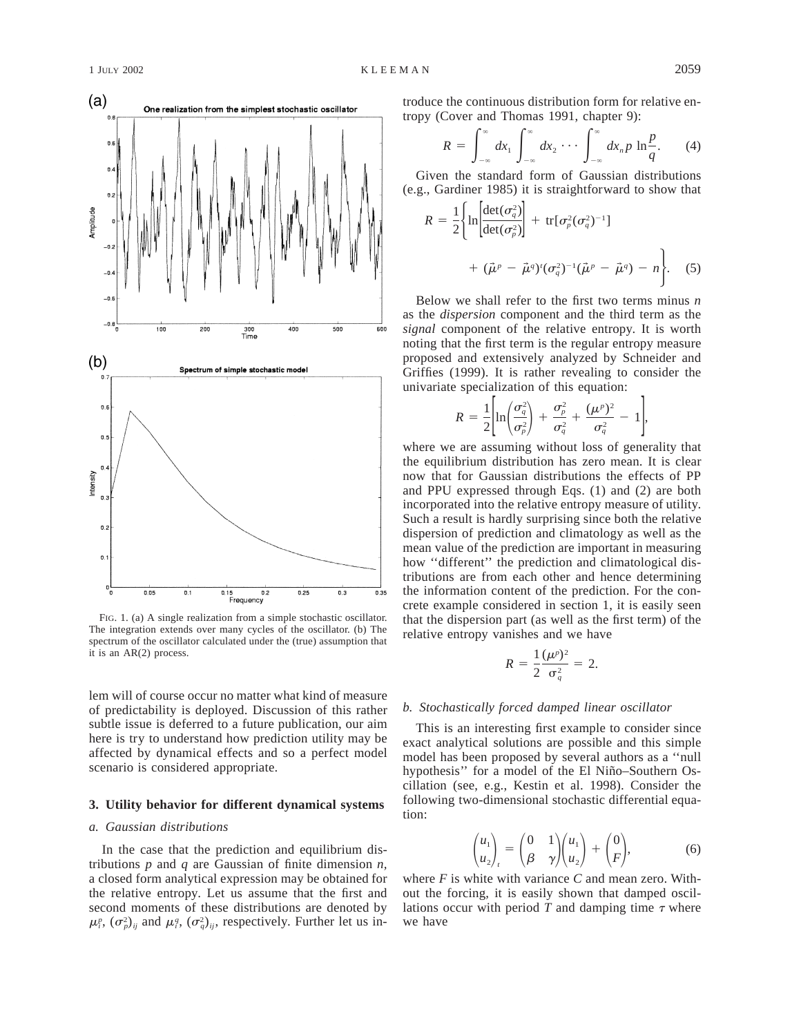FIG. 1. (a) A single realization from a simple stochastic oscillator. The integration extends over many cycles of the oscillator. (b) The spectrum of the oscillator calculated under the (true) assumption that it is an AR(2) process.

lem will of course occur no matter what kind of measure of predictability is deployed. Discussion of this rather subtle issue is deferred to a future publication, our aim here is try to understand how prediction utility may be affected by dynamical effects and so a perfect model scenario is considered appropriate.

## 3. Utility behavior for different dynamical systems

### *a. Gaussian distributions*

In the case that the prediction and equilibrium distributions $p$ and $q$ are Gaussian of finite dimension $n$, a closed form analytical expression may be obtained for the relative entropy. Let us assume that the first and second moments of these distributions are denoted by $\mu_i^p$, $(\sigma_p^2)_{ij}$ and $\mu_i^q$, $(\sigma_q^2)_{ij}$, respectively. Further let us introduce the continuous distribution form for relative entropy (Cover and Thomas 1991, chapter 9):

$$R = \int_{-\infty}^{\infty} dx_1 \int_{-\infty}^{\infty} dx_2 \cdots \int_{-\infty}^{\infty} dx_n p \ln\frac{p}{q}. \tag{4}$$

Given the standard form of Gaussian distributions (e.g., Gardiner 1985) it is straightforward to show that

$$R = \frac{1}{2}\left\{\ln\left[\frac{\det(\sigma_q^2)}{\det(\sigma_p^2)}\right] + \operatorname{tr}[\sigma_p^2(\sigma_q^2)^{-1}] + (\vec{\mu}^p - \vec{\mu}^q)^t(\sigma_q^2)^{-1}(\vec{\mu}^p - \vec{\mu}^q) - n\right\}. \tag{5}$$

Below we shall refer to the first two terms minus $n$ as the *dispersion* component and the third term as the *signal* component of the relative entropy. It is worth noting that the first term is the regular entropy measure proposed and extensively analyzed by Schneider and Griffies (1999). It is rather revealing to consider the univariate specialization of this equation:

$$R = \frac{1}{2}\left[\ln\left(\frac{\sigma_q^2}{\sigma_p^2}\right) + \frac{\sigma_p^2}{\sigma_q^2} + \frac{(\mu^p)^2}{\sigma_q^2} - 1\right],$$

where we are assuming without loss of generality that the equilibrium distribution has zero mean. It is clear now that for Gaussian distributions the effects of PP and PPU expressed through Eqs. (1) and (2) are both incorporated into the relative entropy measure of utility. Such a result is hardly surprising since both the relative dispersion of prediction and climatology as well as the mean value of the prediction are important in measuring how ''different'' the prediction and climatological distributions are from each other and hence determining the information content of the prediction. For the concrete example considered in section 1, it is easily seen that the dispersion part (as well as the first term) of the relative entropy vanishes and we have

$$R = \frac{1}{2}\frac{(\mu^p)^2}{\sigma_q^2} = 2.$$

### *b. Stochastically forced damped linear oscillator*

This is an interesting first example to consider since exact analytical solutions are possible and this simple model has been proposed by several authors as a ''null hypothesis'' for a model of the El Niño–Southern Oscillation (see, e.g., Kestin et al. 1998). Consider the following two-dimensional stochastic differential equation:

$$\begin{pmatrix} u_1 \\ u_2 \end{pmatrix}_t = \begin{pmatrix} 0 & 1 \\ \beta & \gamma \end{pmatrix}\begin{pmatrix} u_1 \\ u_2 \end{pmatrix} + \begin{pmatrix} 0 \\ F \end{pmatrix}, \tag{6}$$

where $F$ is white with variance $C$ and mean zero. Without the forcing, it is easily shown that damped oscillations occur with period $T$ and damping time $\tau$ where we have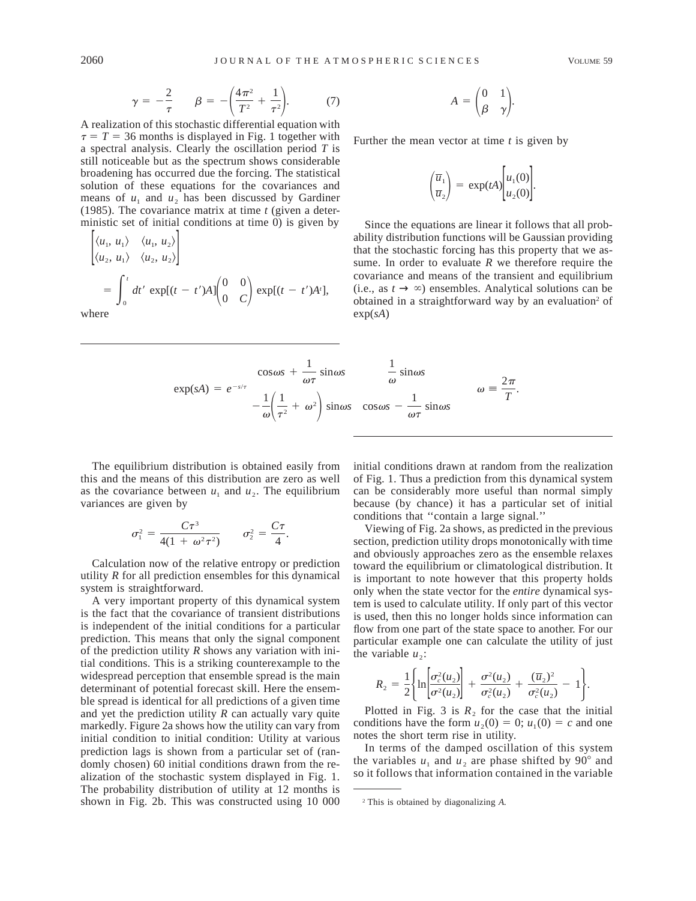$$\gamma = -\frac{2}{\tau} \qquad \beta = -\left(\frac{4\pi^2}{T^2} + \frac{1}{\tau^2}\right). \tag{7}$$

A realization of this stochastic differential equation with $\tau = T = 36$ months is displayed in Fig. 1 together with a spectral analysis. Clearly the oscillation period $T$ is still noticeable but as the spectrum shows considerable broadening has occurred due the forcing. The statistical solution of these equations for the covariances and means of $u_1$ and $u_2$ has been discussed by Gardiner (1985). The covariance matrix at time $t$ (given a deterministic set of initial conditions at time 0) is given by

$$\begin{bmatrix} \langle u_1, u_1 \rangle & \langle u_1, u_2 \rangle \\ \langle u_2, u_1 \rangle & \langle u_2, u_2 \rangle \end{bmatrix} = \int_0^t dt' \exp[(t - t')A] \begin{pmatrix} 0 & 0 \\ 0 & C \end{pmatrix} \exp[(t - t')A^t],$$

where

$$A = \begin{pmatrix} 0 & 1 \\ \beta & \gamma \end{pmatrix}.$$

Further the mean vector at time $t$ is given by

$$\begin{pmatrix} \overline{u}_1 \\ \overline{u}_2 \end{pmatrix} = \exp(tA) \begin{bmatrix} u_1(0) \\ u_2(0) \end{bmatrix}.$$

Since the equations are linear it follows that all probability distribution functions will be Gaussian providing that the stochastic forcing has this property that we assume. In order to evaluate $R$ we therefore require the covariance and means of the transient and equilibrium (i.e., as $t \to \infty$) ensembles. Analytical solutions can be obtained in a straightforward way by an evaluation[2] of $\exp(sA)$

$$\exp(sA) = e^{-s/\tau} \begin{pmatrix} \cos\omega s + \dfrac{1}{\omega\tau}\sin\omega s & \dfrac{1}{\omega}\sin\omega s \\ -\dfrac{1}{\omega}\left(\dfrac{1}{\tau^2} + \omega^2\right)\sin\omega s & \cos\omega s - \dfrac{1}{\omega\tau}\sin\omega s \end{pmatrix} \qquad \omega \equiv \frac{2\pi}{T}.$$

The equilibrium distribution is obtained easily from this and the means of this distribution are zero as well as the covariance between $u_1$ and $u_2$. The equilibrium variances are given by

$$\sigma_1^2 = \frac{C\tau^3}{4(1 + \omega^2\tau^2)} \qquad \sigma_2^2 = \frac{C\tau}{4}.$$

Calculation now of the relative entropy or prediction utility $R$ for all prediction ensembles for this dynamical system is straightforward.

A very important property of this dynamical system is the fact that the covariance of transient distributions is independent of the initial conditions for a particular prediction. This means that only the signal component of the prediction utility $R$ shows any variation with initial conditions. This is a striking counterexample to the widespread perception that ensemble spread is the main determinant of potential forecast skill. Here the ensemble spread is identical for all predictions of a given time and yet the prediction utility $R$ can actually vary quite markedly. Figure 2a shows how the utility can vary from initial condition to initial condition: Utility at various prediction lags is shown from a particular set of (randomly chosen) 60 initial conditions drawn from the realization of the stochastic system displayed in Fig. 1. The probability distribution of utility at 12 months is shown in Fig. 2b. This was constructed using 10 000 initial conditions drawn at random from the realization of Fig. 1. Thus a prediction from this dynamical system can be considerably more useful than normal simply because (by chance) it has a particular set of initial conditions that "contain a large signal."

Viewing of Fig. 2a shows, as predicted in the previous section, prediction utility drops monotonically with time and obviously approaches zero as the ensemble relaxes toward the equilibrium or climatological distribution. It is important to note however that this property holds only when the state vector for the *entire* dynamical system is used to calculate utility. If only part of this vector is used, then this no longer holds since information can flow from one part of the state space to another. For our particular example one can calculate the utility of just the variable $u_2$:

$$R_2 = \frac{1}{2}\left\{\ln\left[\frac{\sigma_c^2(u_2)}{\sigma^2(u_2)}\right] + \frac{\sigma^2(u_2)}{\sigma_c^2(u_2)} + \frac{(\overline{u}_2)^2}{\sigma_c^2(u_2)} - 1\right\}.$$

Plotted in Fig. 3 is $R_2$ for the case that the initial conditions have the form $u_2(0) = 0$; $u_1(0) = c$ and one notes the short term rise in utility.

In terms of the damped oscillation of this system the variables $u_1$ and $u_2$ are phase shifted by 90° and so it follows that information contained in the variable

[2] This is obtained by diagonalizing $A$.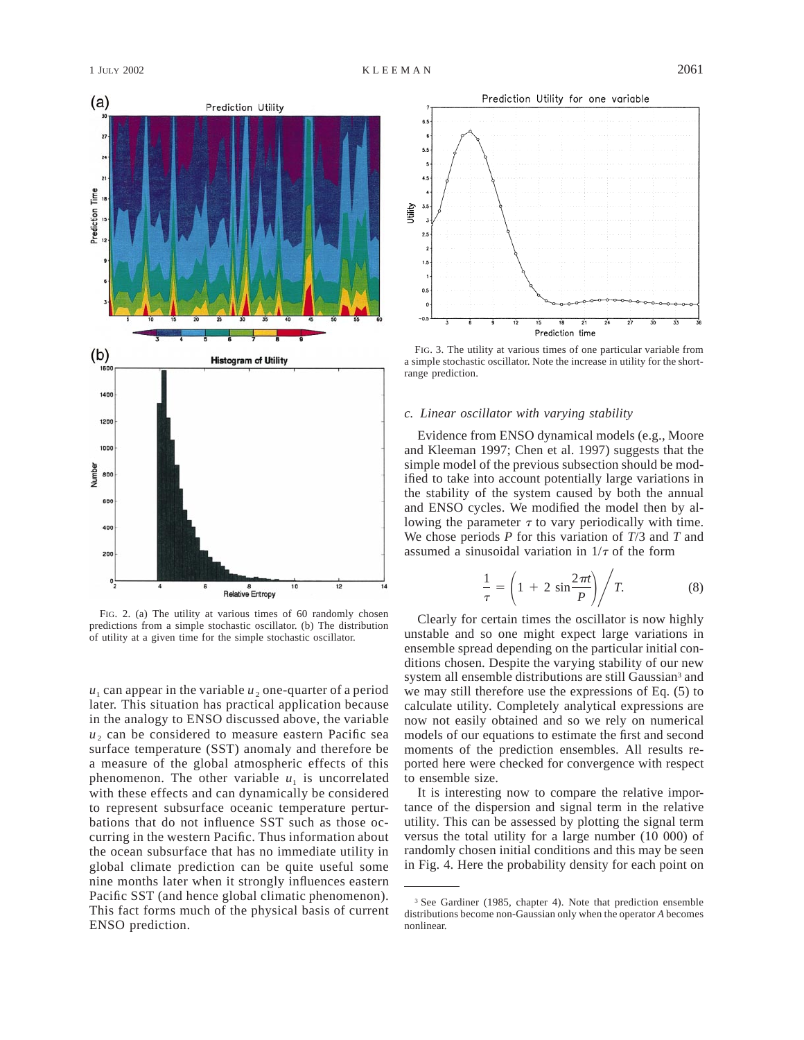FIG. 2. (a) The utility at various times of 60 randomly chosen predictions from a simple stochastic oscillator. (b) The distribution of utility at a given time for the simple stochastic oscillator.

$u_1$ can appear in the variable $u_2$ one-quarter of a period later. This situation has practical application because in the analogy to ENSO discussed above, the variable $u_2$ can be considered to measure eastern Pacific sea surface temperature (SST) anomaly and therefore be a measure of the global atmospheric effects of this phenomenon. The other variable $u_1$ is uncorrelated with these effects and can dynamically be considered to represent subsurface oceanic temperature perturbations that do not influence SST such as those occurring in the western Pacific. Thus information about the ocean subsurface that has no immediate utility in global climate prediction can be quite useful some nine months later when it strongly influences eastern Pacific SST (and hence global climatic phenomenon). This fact forms much of the physical basis of current ENSO prediction.

FIG. 3. The utility at various times of one particular variable from a simple stochastic oscillator. Note the increase in utility for the short-range prediction.

### c. Linear oscillator with varying stability

Evidence from ENSO dynamical models (e.g., Moore and Kleeman 1997; Chen et al. 1997) suggests that the simple model of the previous subsection should be modified to take into account potentially large variations in the stability of the system caused by both the annual and ENSO cycles. We modified the model then by allowing the parameter $\tau$ to vary periodically with time. We chose periods $P$ for this variation of $T/3$ and $T$ and assumed a sinusoidal variation in $1/\tau$ of the form

$$\frac{1}{\tau} = \left(1 + 2\sin\frac{2\pi t}{P}\right)\bigg/ T. \tag{8}$$

Clearly for certain times the oscillator is now highly unstable and so one might expect large variations in ensemble spread depending on the particular initial conditions chosen. Despite the varying stability of our new system all ensemble distributions are still Gaussian[3] and we may still therefore use the expressions of Eq. (5) to calculate utility. Completely analytical expressions are now not easily obtained and so we rely on numerical models of our equations to estimate the first and second moments of the prediction ensembles. All results reported here were checked for convergence with respect to ensemble size.

It is interesting now to compare the relative importance of the dispersion and signal term in the relative utility. This can be assessed by plotting the signal term versus the total utility for a large number (10 000) of randomly chosen initial conditions and this may be seen in Fig. 4. Here the probability density for each point on

[3] See Gardiner (1985, chapter 4). Note that prediction ensemble distributions become non-Gaussian only when the operator $A$ becomes nonlinear.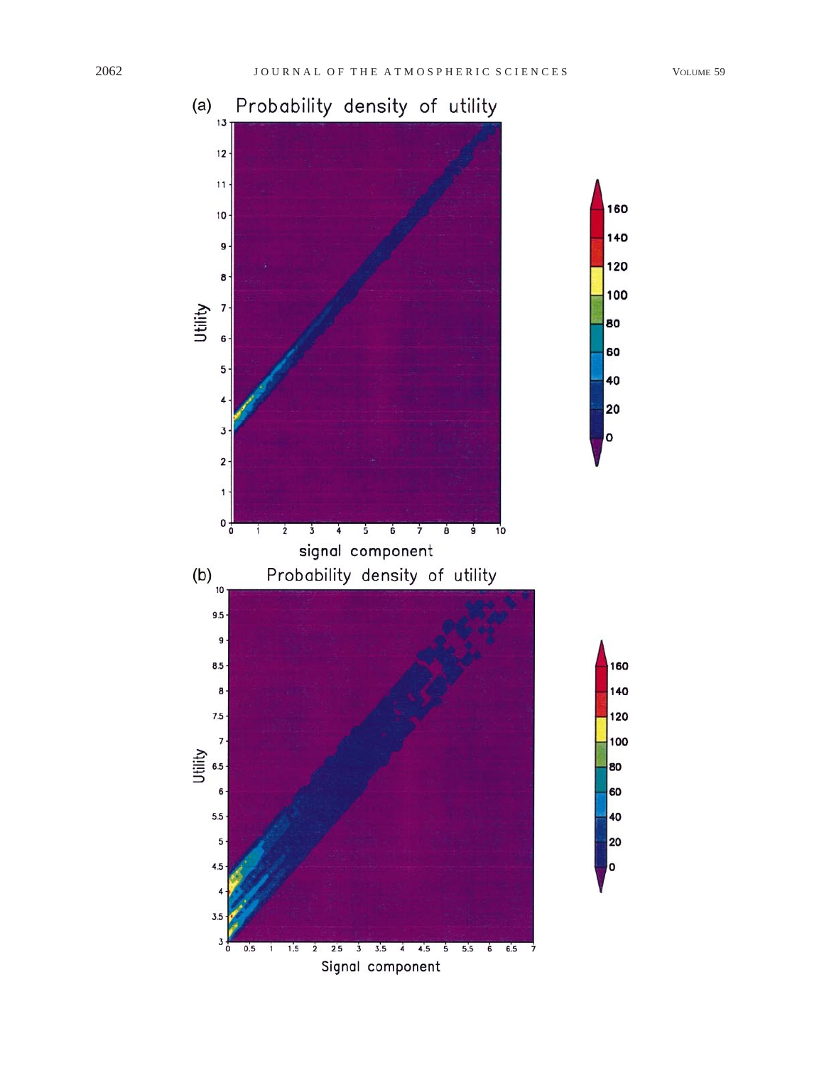(a) Probability density of utility

(b) Probability density of utility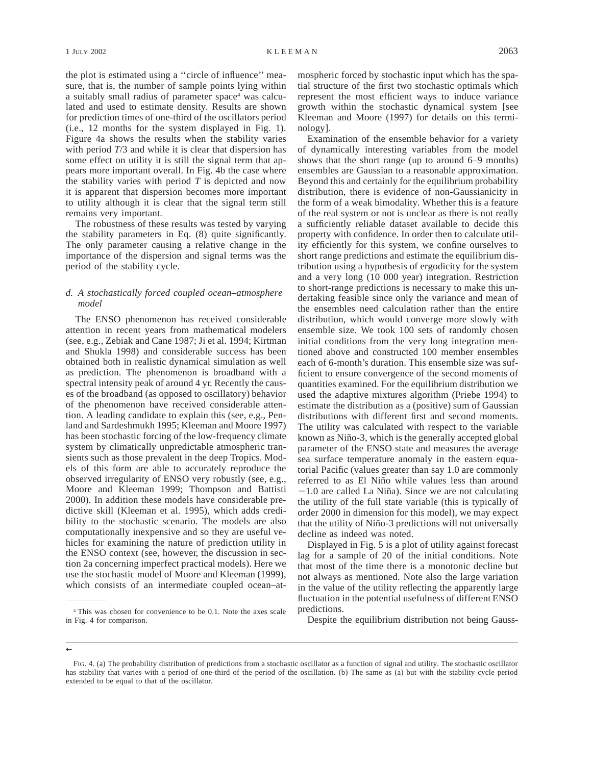the plot is estimated using a "circle of influence" measure, that is, the number of sample points lying within a suitably small radius of parameter space[4] was calculated and used to estimate density. Results are shown for prediction times of one-third of the oscillators period (i.e., 12 months for the system displayed in Fig. 1). Figure 4a shows the results when the stability varies with period $T/3$ and while it is clear that dispersion has some effect on utility it is still the signal term that appears more important overall. In Fig. 4b the case where the stability varies with period $T$ is depicted and now it is apparent that dispersion becomes more important to utility although it is clear that the signal term still remains very important.

The robustness of these results was tested by varying the stability parameters in Eq. (8) quite significantly. The only parameter causing a relative change in the importance of the dispersion and signal terms was the period of the stability cycle.

### *d. A stochastically forced coupled ocean–atmosphere model*

The ENSO phenomenon has received considerable attention in recent years from mathematical modelers (see, e.g., Zebiak and Cane 1987; Ji et al. 1994; Kirtman and Shukla 1998) and considerable success has been obtained both in realistic dynamical simulation as well as prediction. The phenomenon is broadband with a spectral intensity peak of around 4 yr. Recently the causes of the broadband (as opposed to oscillatory) behavior of the phenomenon have received considerable attention. A leading candidate to explain this (see, e.g., Penland and Sardeshmukh 1995; Kleeman and Moore 1997) has been stochastic forcing of the low-frequency climate system by climatically unpredictable atmospheric transients such as those prevalent in the deep Tropics. Models of this form are able to accurately reproduce the observed irregularity of ENSO very robustly (see, e.g., Moore and Kleeman 1999; Thompson and Battisti 2000). In addition these models have considerable predictive skill (Kleeman et al. 1995), which adds credibility to the stochastic scenario. The models are also computationally inexpensive and so they are useful vehicles for examining the nature of prediction utility in the ENSO context (see, however, the discussion in section 2a concerning imperfect practical models). Here we use the stochastic model of Moore and Kleeman (1999), which consists of an intermediate coupled ocean–atmospheric forced by stochastic input which has the spatial structure of the first two stochastic optimals which represent the most efficient ways to induce variance growth within the stochastic dynamical system [see Kleeman and Moore (1997) for details on this terminology].

Examination of the ensemble behavior for a variety of dynamically interesting variables from the model shows that the short range (up to around 6–9 months) ensembles are Gaussian to a reasonable approximation. Beyond this and certainly for the equilibrium probability distribution, there is evidence of non-Gaussianicity in the form of a weak bimodality. Whether this is a feature of the real system or not is unclear as there is not really a sufficiently reliable dataset available to decide this property with confidence. In order then to calculate utility efficiently for this system, we confine ourselves to short range predictions and estimate the equilibrium distribution using a hypothesis of ergodicity for the system and a very long (10 000 year) integration. Restriction to short-range predictions is necessary to make this undertaking feasible since only the variance and mean of the ensembles need calculation rather than the entire distribution, which would converge more slowly with ensemble size. We took 100 sets of randomly chosen initial conditions from the very long integration mentioned above and constructed 100 member ensembles each of 6-month's duration. This ensemble size was sufficient to ensure convergence of the second moments of quantities examined. For the equilibrium distribution we used the adaptive mixtures algorithm (Priebe 1994) to estimate the distribution as a (positive) sum of Gaussian distributions with different first and second moments. The utility was calculated with respect to the variable known as Niño-3, which is the generally accepted global parameter of the ENSO state and measures the average sea surface temperature anomaly in the eastern equatorial Pacific (values greater than say 1.0 are commonly referred to as El Niño while values less than around $-1.0$ are called La Niña). Since we are not calculating the utility of the full state variable (this is typically of order 2000 in dimension for this model), we may expect that the utility of Niño-3 predictions will not universally decline as indeed was noted.

Displayed in Fig. 5 is a plot of utility against forecast lag for a sample of 20 of the initial conditions. Note that most of the time there is a monotonic decline but not always as mentioned. Note also the large variation in the value of the utility reflecting the apparently large fluctuation in the potential usefulness of different ENSO predictions.

Despite the equilibrium distribution not being Gauss-

[4] This was chosen for convenience to be 0.1. Note the axes scale in Fig. 4 for comparison.

←

FIG. 4. (a) The probability distribution of predictions from a stochastic oscillator as a function of signal and utility. The stochastic oscillator has stability that varies with a period of one-third of the period of the oscillation. (b) The same as (a) but with the stability cycle period extended to be equal to that of the oscillator.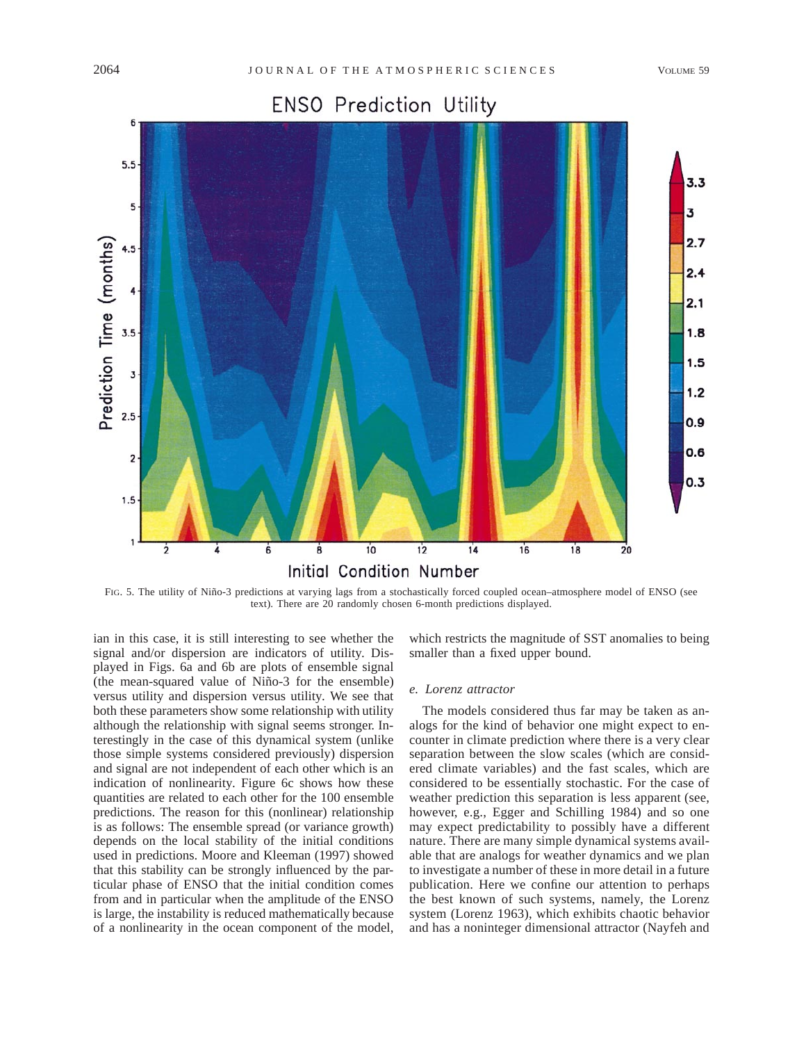FIG. 5. The utility of Niño-3 predictions at varying lags from a stochastically forced coupled ocean–atmosphere model of ENSO (see text). There are 20 randomly chosen 6-month predictions displayed.

ian in this case, it is still interesting to see whether the signal and/or dispersion are indicators of utility. Displayed in Figs. 6a and 6b are plots of ensemble signal (the mean-squared value of Niño-3 for the ensemble) versus utility and dispersion versus utility. We see that both these parameters show some relationship with utility although the relationship with signal seems stronger. Interestingly in the case of this dynamical system (unlike those simple systems considered previously) dispersion and signal are not independent of each other which is an indication of nonlinearity. Figure 6c shows how these quantities are related to each other for the 100 ensemble predictions. The reason for this (nonlinear) relationship is as follows: The ensemble spread (or variance growth) depends on the local stability of the initial conditions used in predictions. Moore and Kleeman (1997) showed that this stability can be strongly influenced by the particular phase of ENSO that the initial condition comes from and in particular when the amplitude of the ENSO is large, the instability is reduced mathematically because of a nonlinearity in the ocean component of the model, which restricts the magnitude of SST anomalies to being smaller than a fixed upper bound.

### *e. Lorenz attractor*

The models considered thus far may be taken as analogs for the kind of behavior one might expect to encounter in climate prediction where there is a very clear separation between the slow scales (which are considered climate variables) and the fast scales, which are considered to be essentially stochastic. For the case of weather prediction this separation is less apparent (see, however, e.g., Egger and Schilling 1984) and so one may expect predictability to possibly have a different nature. There are many simple dynamical systems available that are analogs for weather dynamics and we plan to investigate a number of these in more detail in a future publication. Here we confine our attention to perhaps the best known of such systems, namely, the Lorenz system (Lorenz 1963), which exhibits chaotic behavior and has a noninteger dimensional attractor (Nayfeh and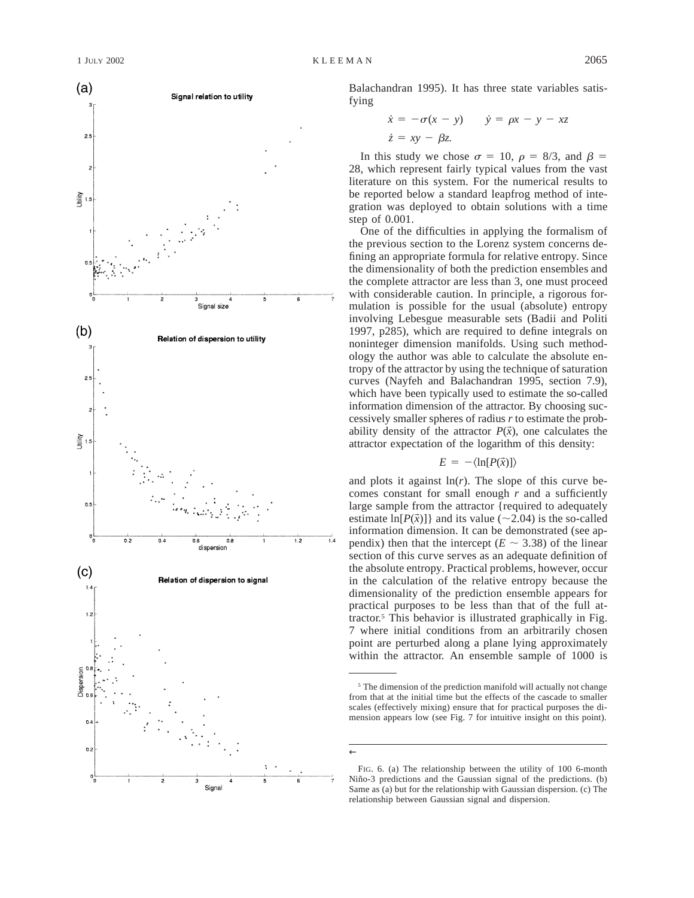Balachandran 1995). It has three state variables satisfying

$$\dot{x} = -\sigma(x - y) \qquad \dot{y} = \rho x - y - xz$$
$$\dot{z} = xy - \beta z.$$

In this study we chose $\sigma = 10$, $\rho = 8/3$, and $\beta = 28$, which represent fairly typical values from the vast literature on this system. For the numerical results to be reported below a standard leapfrog method of integration was deployed to obtain solutions with a time step of 0.001.

One of the difficulties in applying the formalism of the previous section to the Lorenz system concerns defining an appropriate formula for relative entropy. Since the dimensionality of both the prediction ensembles and the complete attractor are less than 3, one must proceed with considerable caution. In principle, a rigorous formulation is possible for the usual (absolute) entropy involving Lebesgue measurable sets (Badii and Politi 1997, p285), which are required to define integrals on noninteger dimension manifolds. Using such methodology the author was able to calculate the absolute entropy of the attractor by using the technique of saturation curves (Nayfeh and Balachandran 1995, section 7.9), which have been typically used to estimate the so-called information dimension of the attractor. By choosing successively smaller spheres of radius $r$ to estimate the probability density of the attractor $P(\vec{x})$, one calculates the attractor expectation of the logarithm of this density:

$$E = -\langle \ln[P(\vec{x})] \rangle$$

and plots it against $\ln(r)$. The slope of this curve becomes constant for small enough $r$ and a sufficiently large sample from the attractor {required to adequately estimate $\ln[P(\vec{x})]$} and its value ($\sim$2.04) is the so-called information dimension. It can be demonstrated (see appendix) then that the intercept ($E \sim 3.38$) of the linear section of this curve serves as an adequate definition of the absolute entropy. Practical problems, however, occur in the calculation of the relative entropy because the dimensionality of the prediction ensemble appears for practical purposes to be less than that of the full attractor.[5] This behavior is illustrated graphically in Fig. 7 where initial conditions from an arbitrarily chosen point are perturbed along a plane lying approximately within the attractor. An ensemble sample of 1000 is

[5] The dimension of the prediction manifold will actually not change from that at the initial time but the effects of the cascade to smaller scales (effectively mixing) ensure that for practical purposes the dimension appears low (see Fig. 7 for intuitive insight on this point).

←

FIG. 6. (a) The relationship between the utility of 100 6-month Niño-3 predictions and the Gaussian signal of the predictions. (b) Same as (a) but for the relationship with Gaussian dispersion. (c) The relationship between Gaussian signal and dispersion.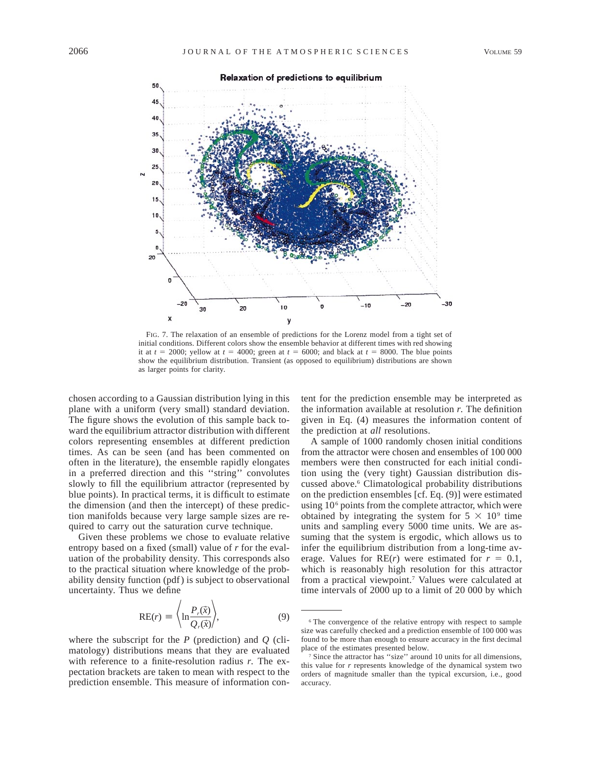FIG. 7. The relaxation of an ensemble of predictions for the Lorenz model from a tight set of initial conditions. Different colors show the ensemble behavior at different times with red showing it at $t = 2000$; yellow at $t = 4000$; green at $t = 6000$; and black at $t = 8000$. The blue points show the equilibrium distribution. Transient (as opposed to equilibrium) distributions are shown as larger points for clarity.

chosen according to a Gaussian distribution lying in this plane with a uniform (very small) standard deviation. The figure shows the evolution of this sample back toward the equilibrium attractor distribution with different colors representing ensembles at different prediction times. As can be seen (and has been commented on often in the literature), the ensemble rapidly elongates in a preferred direction and this ''string'' convolutes slowly to fill the equilibrium attractor (represented by blue points). In practical terms, it is difficult to estimate the dimension (and then the intercept) of these prediction manifolds because very large sample sizes are required to carry out the saturation curve technique.

Given these problems we chose to evaluate relative entropy based on a fixed (small) value of $r$ for the evaluation of the probability density. This corresponds also to the practical situation where knowledge of the probability density function (pdf) is subject to observational uncertainty. Thus we define

$$\mathrm{RE}(r) \equiv \left\langle \ln \frac{P_r(\vec{x})}{Q_r(\vec{x})} \right\rangle, \qquad (9)$$

where the subscript for the $P$ (prediction) and $Q$ (climatology) distributions means that they are evaluated with reference to a finite-resolution radius $r$. The expectation brackets are taken to mean with respect to the prediction ensemble. This measure of information content for the prediction ensemble may be interpreted as the information available at resolution $r$. The definition given in Eq. (4) measures the information content of the prediction at *all* resolutions.

A sample of 1000 randomly chosen initial conditions from the attractor were chosen and ensembles of 100 000 members were then constructed for each initial condition using the (very tight) Gaussian distribution discussed above.[6] Climatological probability distributions on the prediction ensembles [cf. Eq. (9)] were estimated using $10^6$ points from the complete attractor, which were obtained by integrating the system for $5 \times 10^9$ time units and sampling every 5000 time units. We are assuming that the system is ergodic, which allows us to infer the equilibrium distribution from a long-time average. Values for RE($r$) were estimated for $r = 0.1$, which is reasonably high resolution for this attractor from a practical viewpoint.[7] Values were calculated at time intervals of 2000 up to a limit of 20 000 by which

[6] The convergence of the relative entropy with respect to sample size was carefully checked and a prediction ensemble of 100 000 was found to be more than enough to ensure accuracy in the first decimal place of the estimates presented below.

[7] Since the attractor has ''size'' around 10 units for all dimensions, this value for $r$ represents knowledge of the dynamical system two orders of magnitude smaller than the typical excursion, i.e., good accuracy.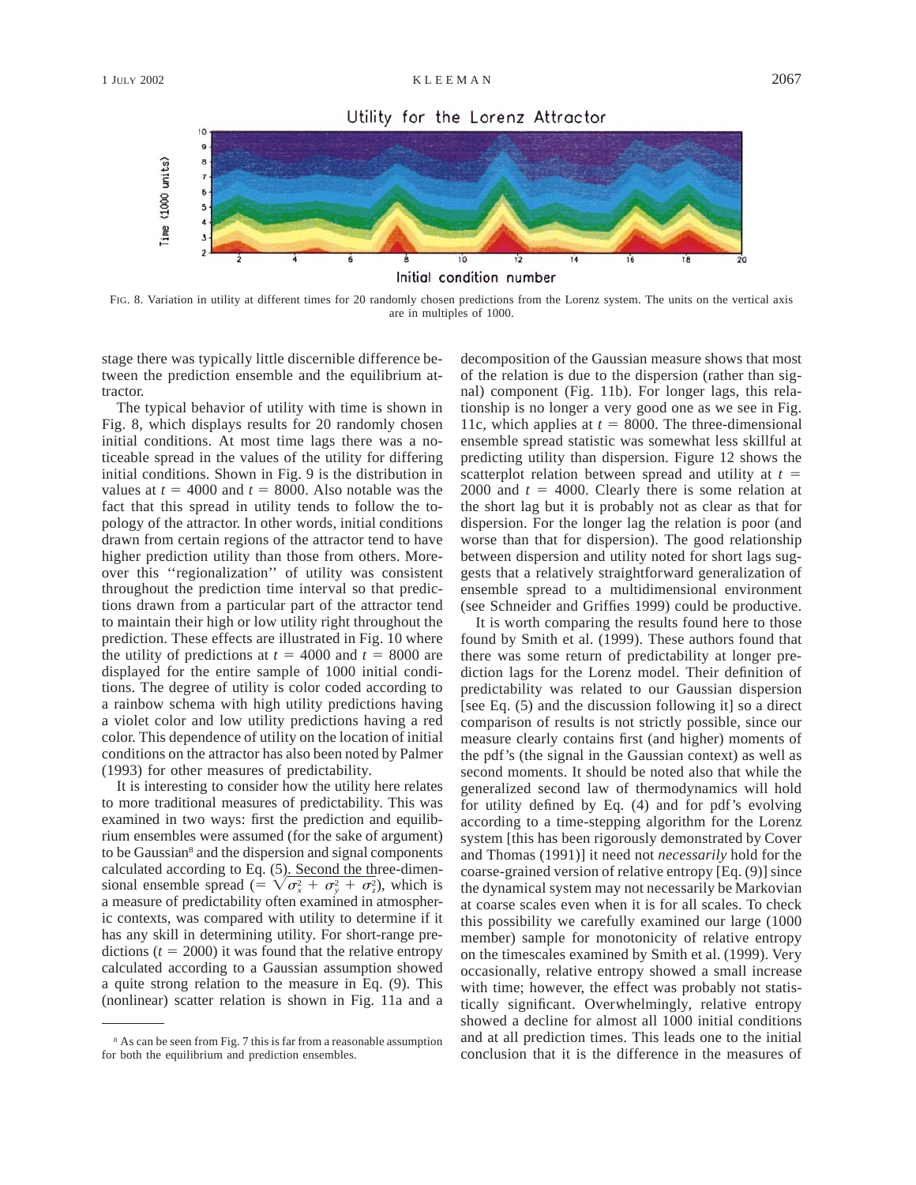FIG. 8. Variation in utility at different times for 20 randomly chosen predictions from the Lorenz system. The units on the vertical axis are in multiples of 1000.

stage there was typically little discernible difference between the prediction ensemble and the equilibrium attractor.

The typical behavior of utility with time is shown in Fig. 8, which displays results for 20 randomly chosen initial conditions. At most time lags there was a noticeable spread in the values of the utility for differing initial conditions. Shown in Fig. 9 is the distribution in values at $t = 4000$ and $t = 8000$. Also notable was the fact that this spread in utility tends to follow the topology of the attractor. In other words, initial conditions drawn from certain regions of the attractor tend to have higher prediction utility than those from others. Moreover this ''regionalization'' of utility was consistent throughout the prediction time interval so that predictions drawn from a particular part of the attractor tend to maintain their high or low utility right throughout the prediction. These effects are illustrated in Fig. 10 where the utility of predictions at $t = 4000$ and $t = 8000$ are displayed for the entire sample of 1000 initial conditions. The degree of utility is color coded according to a rainbow schema with high utility predictions having a violet color and low utility predictions having a red color. This dependence of utility on the location of initial conditions on the attractor has also been noted by Palmer (1993) for other measures of predictability.

It is interesting to consider how the utility here relates to more traditional measures of predictability. This was examined in two ways: first the prediction and equilibrium ensembles were assumed (for the sake of argument) to be Gaussian[8] and the dispersion and signal components calculated according to Eq. (5). Second the three-dimensional ensemble spread ($= \sqrt{\sigma_x^2 + \sigma_y^2 + \sigma_z^2}$), which is a measure of predictability often examined in atmospheric contexts, was compared with utility to determine if it has any skill in determining utility. For short-range predictions ($t = 2000$) it was found that the relative entropy calculated according to a Gaussian assumption showed a quite strong relation to the measure in Eq. (9). This (nonlinear) scatter relation is shown in Fig. 11a and a decomposition of the Gaussian measure shows that most of the relation is due to the dispersion (rather than signal) component (Fig. 11b). For longer lags, this relationship is no longer a very good one as we see in Fig. 11c, which applies at $t = 8000$. The three-dimensional ensemble spread statistic was somewhat less skillful at predicting utility than dispersion. Figure 12 shows the scatterplot relation between spread and utility at $t = 2000$ and $t = 4000$. Clearly there is some relation at the short lag but it is probably not as clear as that for dispersion. For the longer lag the relation is poor (and worse than that for dispersion). The good relationship between dispersion and utility noted for short lags suggests that a relatively straightforward generalization of ensemble spread to a multidimensional environment (see Schneider and Griffies 1999) could be productive.

It is worth comparing the results found here to those found by Smith et al. (1999). These authors found that there was some return of predictability at longer prediction lags for the Lorenz model. Their definition of predictability was related to our Gaussian dispersion [see Eq. (5) and the discussion following it] so a direct comparison of results is not strictly possible, since our measure clearly contains first (and higher) moments of the pdf's (the signal in the Gaussian context) as well as second moments. It should be noted also that while the generalized second law of thermodynamics will hold for utility defined by Eq. (4) and for pdf's evolving according to a time-stepping algorithm for the Lorenz system [this has been rigorously demonstrated by Cover and Thomas (1991)] it need not *necessarily* hold for the coarse-grained version of relative entropy [Eq. (9)] since the dynamical system may not necessarily be Markovian at coarse scales even when it is for all scales. To check this possibility we carefully examined our large (1000 member) sample for monotonicity of relative entropy on the timescales examined by Smith et al. (1999). Very occasionally, relative entropy showed a small increase with time; however, the effect was probably not statistically significant. Overwhelmingly, relative entropy showed a decline for almost all 1000 initial conditions and at all prediction times. This leads one to the initial conclusion that it is the difference in the measures of

[8] As can be seen from Fig. 7 this is far from a reasonable assumption for both the equilibrium and prediction ensembles.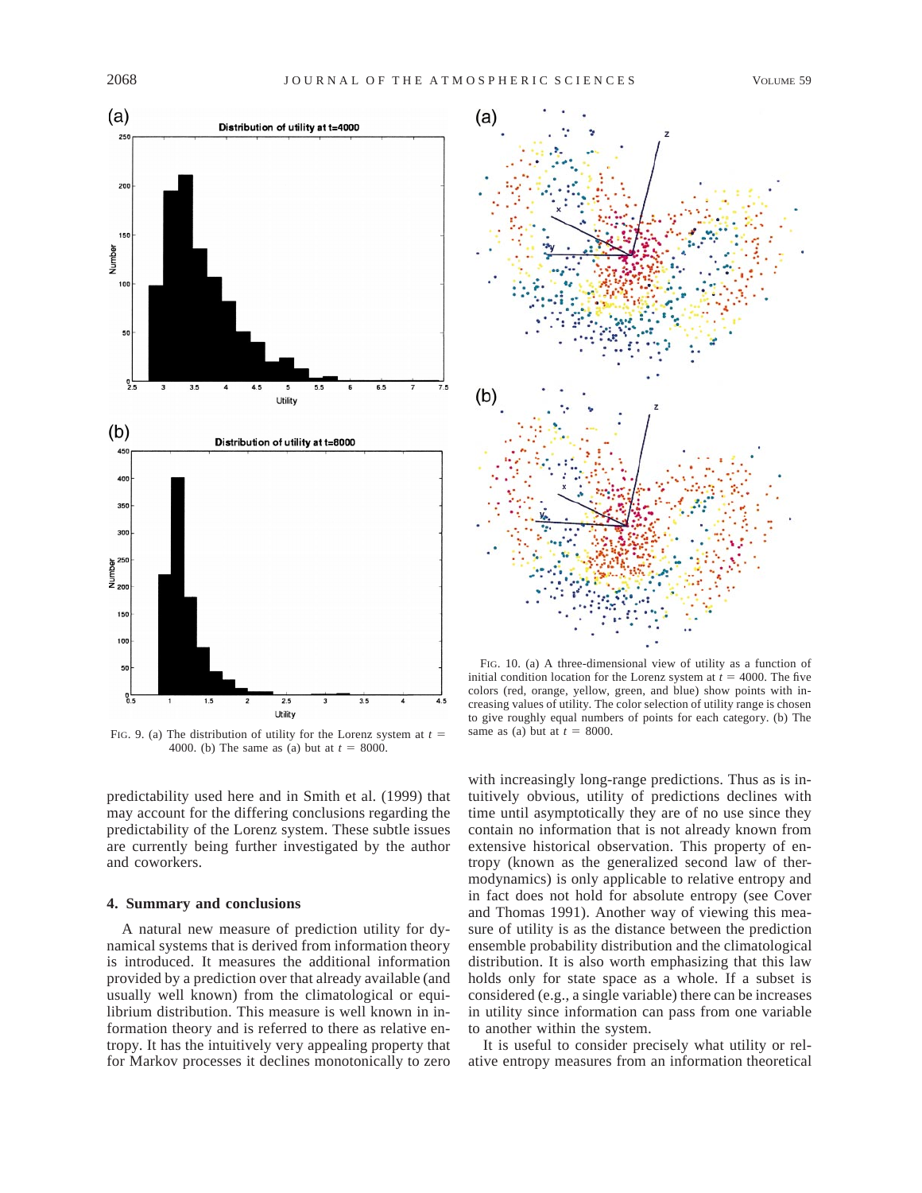FIG. 9. (a) The distribution of utility for the Lorenz system at $t = 4000$. (b) The same as (a) but at $t = 8000$.

FIG. 10. (a) A three-dimensional view of utility as a function of initial condition location for the Lorenz system at $t = 4000$. The five colors (red, orange, yellow, green, and blue) show points with increasing values of utility. The color selection of utility range is chosen to give roughly equal numbers of points for each category. (b) The same as (a) but at $t = 8000$.

predictability used here and in Smith et al. (1999) that may account for the differing conclusions regarding the predictability of the Lorenz system. These subtle issues are currently being further investigated by the author and coworkers.

## 4. Summary and conclusions

A natural new measure of prediction utility for dynamical systems that is derived from information theory is introduced. It measures the additional information provided by a prediction over that already available (and usually well known) from the climatological or equilibrium distribution. This measure is well known in information theory and is referred to there as relative entropy. It has the intuitively very appealing property that for Markov processes it declines monotonically to zero with increasingly long-range predictions. Thus as is intuitively obvious, utility of predictions declines with time until asymptotically they are of no use since they contain no information that is not already known from extensive historical observation. This property of entropy (known as the generalized second law of thermodynamics) is only applicable to relative entropy and in fact does not hold for absolute entropy (see Cover and Thomas 1991). Another way of viewing this measure of utility is as the distance between the prediction ensemble probability distribution and the climatological distribution. It is also worth emphasizing that this law holds only for state space as a whole. If a subset is considered (e.g., a single variable) there can be increases in utility since information can pass from one variable to another within the system.

It is useful to consider precisely what utility or relative entropy measures from an information theoretical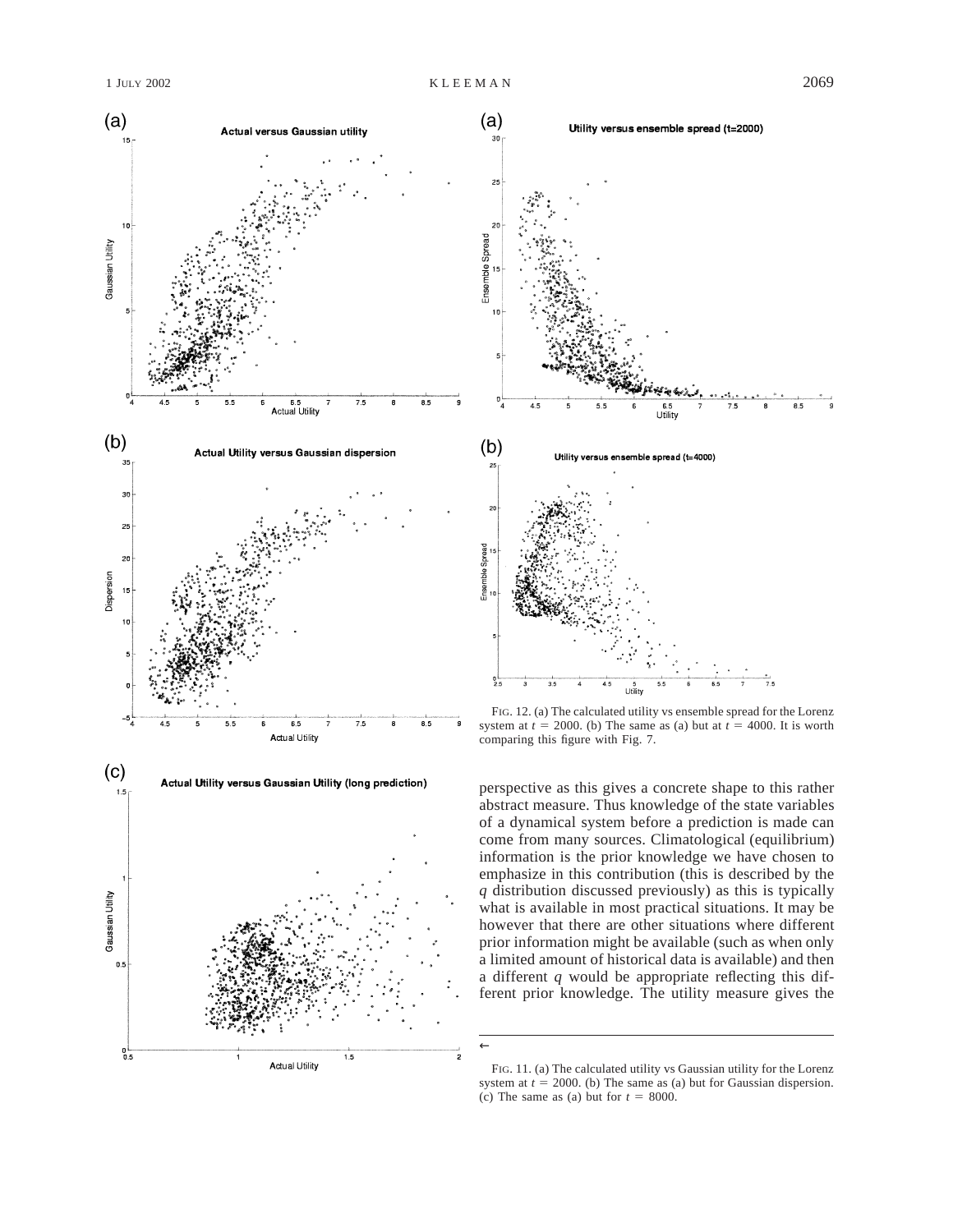FIG. 12. (a) The calculated utility vs ensemble spread for the Lorenz system at $t = 2000$. (b) The same as (a) but at $t = 4000$. It is worth comparing this figure with Fig. 7.

perspective as this gives a concrete shape to this rather abstract measure. Thus knowledge of the state variables of a dynamical system before a prediction is made can come from many sources. Climatological (equilibrium) information is the prior knowledge we have chosen to emphasize in this contribution (this is described by the $q$ distribution discussed previously) as this is typically what is available in most practical situations. It may be however that there are other situations where different prior information might be available (such as when only a limited amount of historical data is available) and then a different $q$ would be appropriate reflecting this different prior knowledge. The utility measure gives the

FIG. 11. (a) The calculated utility vs Gaussian utility for the Lorenz system at $t = 2000$. (b) The same as (a) but for Gaussian dispersion. (c) The same as (a) but for $t = 8000$.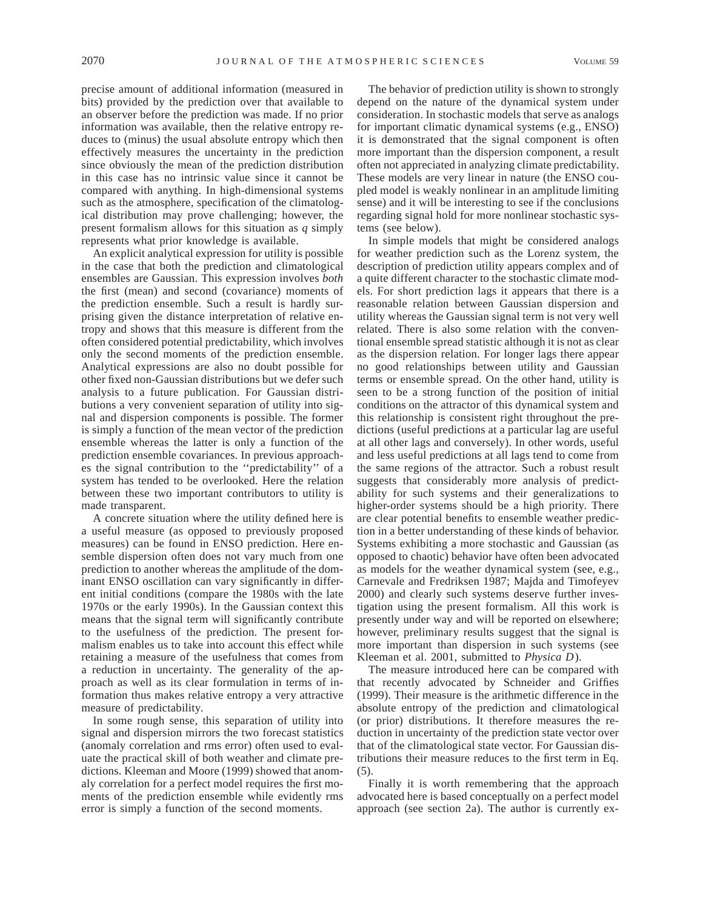precise amount of additional information (measured in bits) provided by the prediction over that available to an observer before the prediction was made. If no prior information was available, then the relative entropy reduces to (minus) the usual absolute entropy which then effectively measures the uncertainty in the prediction since obviously the mean of the prediction distribution in this case has no intrinsic value since it cannot be compared with anything. In high-dimensional systems such as the atmosphere, specification of the climatological distribution may prove challenging; however, the present formalism allows for this situation as $q$ simply represents what prior knowledge is available.

An explicit analytical expression for utility is possible in the case that both the prediction and climatological ensembles are Gaussian. This expression involves *both* the first (mean) and second (covariance) moments of the prediction ensemble. Such a result is hardly surprising given the distance interpretation of relative entropy and shows that this measure is different from the often considered potential predictability, which involves only the second moments of the prediction ensemble. Analytical expressions are also no doubt possible for other fixed non-Gaussian distributions but we defer such analysis to a future publication. For Gaussian distributions a very convenient separation of utility into signal and dispersion components is possible. The former is simply a function of the mean vector of the prediction ensemble whereas the latter is only a function of the prediction ensemble covariances. In previous approaches the signal contribution to the ''predictability'' of a system has tended to be overlooked. Here the relation between these two important contributors to utility is made transparent.

A concrete situation where the utility defined here is a useful measure (as opposed to previously proposed measures) can be found in ENSO prediction. Here ensemble dispersion often does not vary much from one prediction to another whereas the amplitude of the dominant ENSO oscillation can vary significantly in different initial conditions (compare the 1980s with the late 1970s or the early 1990s). In the Gaussian context this means that the signal term will significantly contribute to the usefulness of the prediction. The present formalism enables us to take into account this effect while retaining a measure of the usefulness that comes from a reduction in uncertainty. The generality of the approach as well as its clear formulation in terms of information thus makes relative entropy a very attractive measure of predictability.

In some rough sense, this separation of utility into signal and dispersion mirrors the two forecast statistics (anomaly correlation and rms error) often used to evaluate the practical skill of both weather and climate predictions. Kleeman and Moore (1999) showed that anomaly correlation for a perfect model requires the first moments of the prediction ensemble while evidently rms error is simply a function of the second moments.

The behavior of prediction utility is shown to strongly depend on the nature of the dynamical system under consideration. In stochastic models that serve as analogs for important climatic dynamical systems (e.g., ENSO) it is demonstrated that the signal component is often more important than the dispersion component, a result often not appreciated in analyzing climate predictability. These models are very linear in nature (the ENSO coupled model is weakly nonlinear in an amplitude limiting sense) and it will be interesting to see if the conclusions regarding signal hold for more nonlinear stochastic systems (see below).

In simple models that might be considered analogs for weather prediction such as the Lorenz system, the description of prediction utility appears complex and of a quite different character to the stochastic climate models. For short prediction lags it appears that there is a reasonable relation between Gaussian dispersion and utility whereas the Gaussian signal term is not very well related. There is also some relation with the conventional ensemble spread statistic although it is not as clear as the dispersion relation. For longer lags there appear no good relationships between utility and Gaussian terms or ensemble spread. On the other hand, utility is seen to be a strong function of the position of initial conditions on the attractor of this dynamical system and this relationship is consistent right throughout the predictions (useful predictions at a particular lag are useful at all other lags and conversely). In other words, useful and less useful predictions at all lags tend to come from the same regions of the attractor. Such a robust result suggests that considerably more analysis of predictability for such systems and their generalizations to higher-order systems should be a high priority. There are clear potential benefits to ensemble weather prediction in a better understanding of these kinds of behavior. Systems exhibiting a more stochastic and Gaussian (as opposed to chaotic) behavior have often been advocated as models for the weather dynamical system (see, e.g., Carnevale and Fredriksen 1987; Majda and Timofeyev 2000) and clearly such systems deserve further investigation using the present formalism. All this work is presently under way and will be reported on elsewhere; however, preliminary results suggest that the signal is more important than dispersion in such systems (see Kleeman et al. 2001, submitted to *Physica D*).

The measure introduced here can be compared with that recently advocated by Schneider and Griffies (1999). Their measure is the arithmetic difference in the absolute entropy of the prediction and climatological (or prior) distributions. It therefore measures the reduction in uncertainty of the prediction state vector over that of the climatological state vector. For Gaussian distributions their measure reduces to the first term in Eq. (5).

Finally it is worth remembering that the approach advocated here is based conceptually on a perfect model approach (see section 2a). The author is currently ex-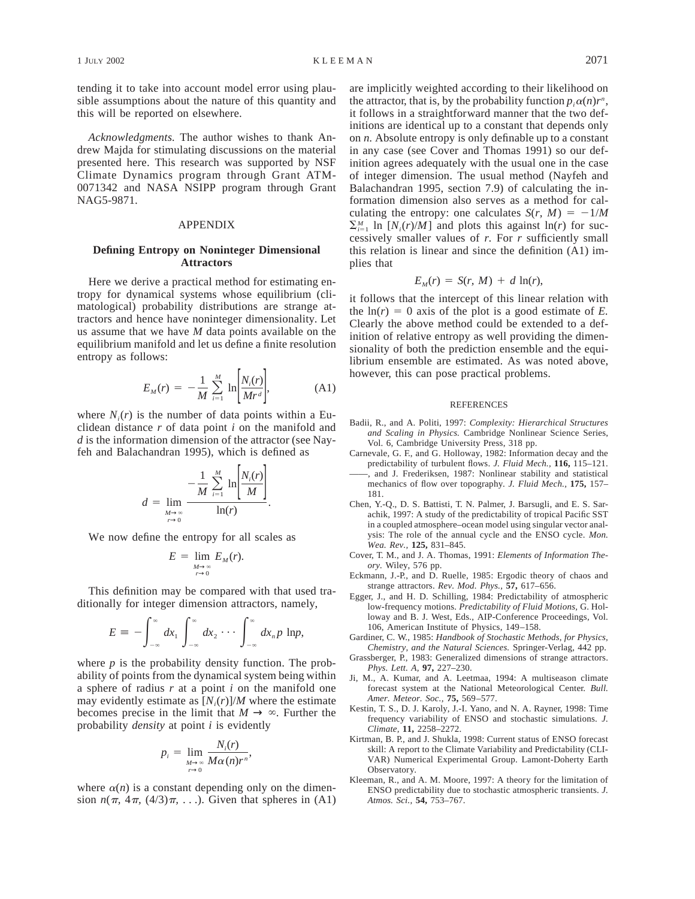tending it to take into account model error using plausible assumptions about the nature of this quantity and this will be reported on elsewhere.

*Acknowledgments.* The author wishes to thank Andrew Majda for stimulating discussions on the material presented here. This research was supported by NSF Climate Dynamics program through Grant ATM-0071342 and NASA NSIPP program through Grant NAG5-9871.

## APPENDIX

### Defining Entropy on Noninteger Dimensional Attractors

Here we derive a practical method for estimating entropy for dynamical systems whose equilibrium (climatological) probability distributions are strange attractors and hence have noninteger dimensionality. Let us assume that we have $M$ data points available on the equilibrium manifold and let us define a finite resolution entropy as follows:

$$E_M(r) = -\frac{1}{M}\sum_{i=1}^{M}\ln\left[\frac{N_i(r)}{Mr^d}\right], \qquad \text{(A1)}$$

where $N_i(r)$ is the number of data points within a Euclidean distance $r$ of data point $i$ on the manifold and $d$ is the information dimension of the attractor (see Nayfeh and Balachandran 1995), which is defined as

$$d = \lim_{\substack{M\to\infty \\ r\to 0}} \frac{-\dfrac{1}{M}\displaystyle\sum_{i=1}^{M}\ln\left[\frac{N_i(r)}{M}\right]}{\ln(r)}.$$

We now define the entropy for all scales as

$$E = \lim_{\substack{M\to\infty \\ r\to 0}} E_M(r).$$

This definition may be compared with that used traditionally for integer dimension attractors, namely,

$$E \equiv -\int_{-\infty}^{\infty} dx_1 \int_{-\infty}^{\infty} dx_2 \cdots \int_{-\infty}^{\infty} dx_n\, p \ln p,$$

where $p$ is the probability density function. The probability of points from the dynamical system being within a sphere of radius $r$ at a point $i$ on the manifold one may evidently estimate as $[N_i(r)]/M$ where the estimate becomes precise in the limit that $M \to \infty$. Further the probability *density* at point $i$ is evidently

$$p_i = \lim_{\substack{M\to\infty \\ r\to 0}} \frac{N_i(r)}{M\alpha(n)r^n},$$

where $\alpha(n)$ is a constant depending only on the dimension $n(\pi, 4\pi, (4/3)\pi, \ldots)$. Given that spheres in (A1) are implicitly weighted according to their likelihood on the attractor, that is, by the probability function $p_i\alpha(n)r^n$, it follows in a straightforward manner that the two definitions are identical up to a constant that depends only on $n$. Absolute entropy is only definable up to a constant in any case (see Cover and Thomas 1991) so our definition agrees adequately with the usual one in the case of integer dimension. The usual method (Nayfeh and Balachandran 1995, section 7.9) of calculating the information dimension also serves as a method for calculating the entropy: one calculates $S(r, M) = -1/M \sum_{i=1}^{M} \ln [N_i(r)/M]$ and plots this against $\ln(r)$ for successively smaller values of $r$. For $r$ sufficiently small this relation is linear and since the definition (A1) implies that

$$E_M(r) = S(r, M) + d\ln(r),$$

it follows that the intercept of this linear relation with the $\ln(r) = 0$ axis of the plot is a good estimate of $E$. Clearly the above method could be extended to a definition of relative entropy as well providing the dimensionality of both the prediction ensemble and the equilibrium ensemble are estimated. As was noted above, however, this can pose practical problems.

## REFERENCES

Badii, R., and A. Politi, 1997: *Complexity: Hierarchical Structures and Scaling in Physics.* Cambridge Nonlinear Science Series, Vol. 6, Cambridge University Press, 318 pp.

Carnevale, G. F., and G. Holloway, 1982: Information decay and the predictability of turbulent flows. *J. Fluid Mech.,* **116,** 115–121.

——, and J. Frederiksen, 1987: Nonlinear stability and statistical mechanics of flow over topography. *J. Fluid Mech.,* **175,** 157–181.

Chen, Y.-Q., D. S. Battisti, T. N. Palmer, J. Barsugli, and E. S. Sarachik, 1997: A study of the predictability of tropical Pacific SST in a coupled atmosphere–ocean model using singular vector analysis: The role of the annual cycle and the ENSO cycle. *Mon. Wea. Rev.,* **125,** 831–845.

Cover, T. M., and J. A. Thomas, 1991: *Elements of Information Theory.* Wiley, 576 pp.

Eckmann, J.-P., and D. Ruelle, 1985: Ergodic theory of chaos and strange attractors. *Rev. Mod. Phys.,* **57,** 617–656.

Egger, J., and H. D. Schilling, 1984: Predictability of atmospheric low-frequency motions. *Predictability of Fluid Motions,* G. Holloway and B. J. West, Eds., AIP-Conference Proceedings, Vol. 106, American Institute of Physics, 149–158.

Gardiner, C. W., 1985: *Handbook of Stochastic Methods, for Physics, Chemistry, and the Natural Sciences.* Springer-Verlag, 442 pp.

Grassberger, P., 1983: Generalized dimensions of strange attractors. *Phys. Lett. A,* **97,** 227–230.

Ji, M., A. Kumar, and A. Leetmaa, 1994: A multiseason climate forecast system at the National Meteorological Center. *Bull. Amer. Meteor. Soc.,* **75,** 569–577.

Kestin, T. S., D. J. Karoly, J.-I. Yano, and N. A. Rayner, 1998: Time frequency variability of ENSO and stochastic simulations. *J. Climate,* **11,** 2258–2272.

Kirtman, B. P., and J. Shukla, 1998: Current status of ENSO forecast skill: A report to the Climate Variability and Predictability (CLIVAR) Numerical Experimental Group. Lamont-Doherty Earth Observatory.

Kleeman, R., and A. M. Moore, 1997: A theory for the limitation of ENSO predictability due to stochastic atmospheric transients. *J. Atmos. Sci.,* **54,** 753–767.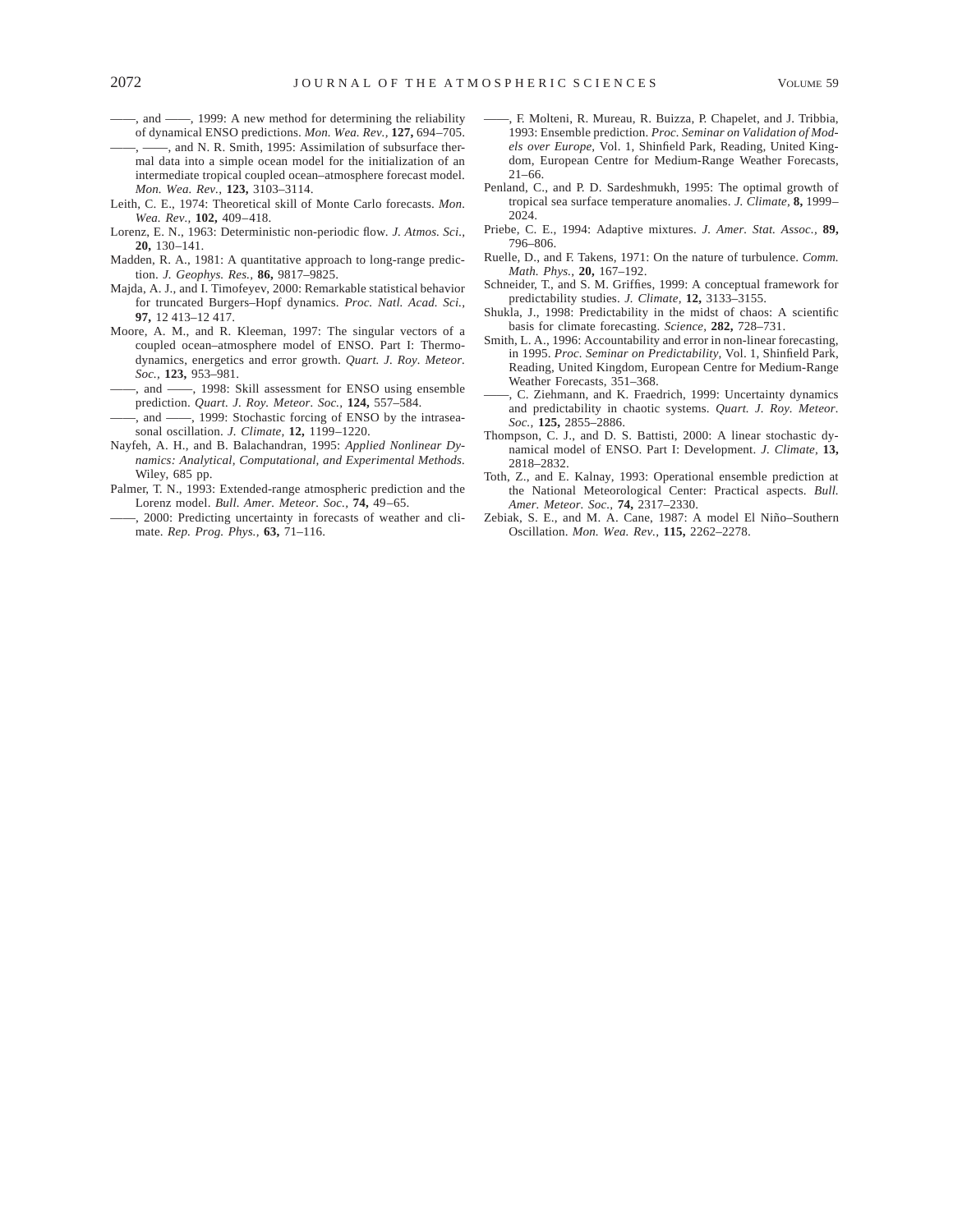——, and ——, 1999: A new method for determining the reliability of dynamical ENSO predictions. *Mon. Wea. Rev.,* **127,** 694–705.

——, ——, and N. R. Smith, 1995: Assimilation of subsurface thermal data into a simple ocean model for the initialization of an intermediate tropical coupled ocean–atmosphere forecast model. *Mon. Wea. Rev.,* **123,** 3103–3114.

Leith, C. E., 1974: Theoretical skill of Monte Carlo forecasts. *Mon. Wea. Rev.,* **102,** 409–418.

Lorenz, E. N., 1963: Deterministic non-periodic flow. *J. Atmos. Sci.,* **20,** 130–141.

Madden, R. A., 1981: A quantitative approach to long-range prediction. *J. Geophys. Res.,* **86,** 9817–9825.

Majda, A. J., and I. Timofeyev, 2000: Remarkable statistical behavior for truncated Burgers–Hopf dynamics. *Proc. Natl. Acad. Sci.,* **97,** 12 413–12 417.

Moore, A. M., and R. Kleeman, 1997: The singular vectors of a coupled ocean–atmosphere model of ENSO. Part I: Thermodynamics, energetics and error growth. *Quart. J. Roy. Meteor. Soc.,* **123,** 953–981.

——, and ——, 1998: Skill assessment for ENSO using ensemble prediction. *Quart. J. Roy. Meteor. Soc.,* **124,** 557–584.

——, and ——, 1999: Stochastic forcing of ENSO by the intraseasonal oscillation. *J. Climate,* **12,** 1199–1220.

Nayfeh, A. H., and B. Balachandran, 1995: *Applied Nonlinear Dynamics: Analytical, Computational, and Experimental Methods.* Wiley, 685 pp.

Palmer, T. N., 1993: Extended-range atmospheric prediction and the Lorenz model. *Bull. Amer. Meteor. Soc.,* **74,** 49–65.

——, 2000: Predicting uncertainty in forecasts of weather and climate. *Rep. Prog. Phys.,* **63,** 71–116.

——, F. Molteni, R. Mureau, R. Buizza, P. Chapelet, and J. Tribbia, 1993: Ensemble prediction. *Proc. Seminar on Validation of Models over Europe,* Vol. 1, Shinfield Park, Reading, United Kingdom, European Centre for Medium-Range Weather Forecasts, 21–66.

Penland, C., and P. D. Sardeshmukh, 1995: The optimal growth of tropical sea surface temperature anomalies. *J. Climate,* **8,** 1999–2024.

Priebe, C. E., 1994: Adaptive mixtures. *J. Amer. Stat. Assoc.,* **89,** 796–806.

Ruelle, D., and F. Takens, 1971: On the nature of turbulence. *Comm. Math. Phys.,* **20,** 167–192.

Schneider, T., and S. M. Griffies, 1999: A conceptual framework for predictability studies. *J. Climate,* **12,** 3133–3155.

Shukla, J., 1998: Predictability in the midst of chaos: A scientific basis for climate forecasting. *Science,* **282,** 728–731.

Smith, L. A., 1996: Accountability and error in non-linear forecasting, in 1995. *Proc. Seminar on Predictability,* Vol. 1, Shinfield Park, Reading, United Kingdom, European Centre for Medium-Range Weather Forecasts, 351–368.

——, C. Ziehmann, and K. Fraedrich, 1999: Uncertainty dynamics and predictability in chaotic systems. *Quart. J. Roy. Meteor. Soc.,* **125,** 2855–2886.

Thompson, C. J., and D. S. Battisti, 2000: A linear stochastic dynamical model of ENSO. Part I: Development. *J. Climate,* **13,** 2818–2832.

Toth, Z., and E. Kalnay, 1993: Operational ensemble prediction at the National Meteorological Center: Practical aspects. *Bull. Amer. Meteor. Soc.,* **74,** 2317–2330.

Zebiak, S. E., and M. A. Cane, 1987: A model El Niño–Southern Oscillation. *Mon. Wea. Rev.,* **115,** 2262–2278.